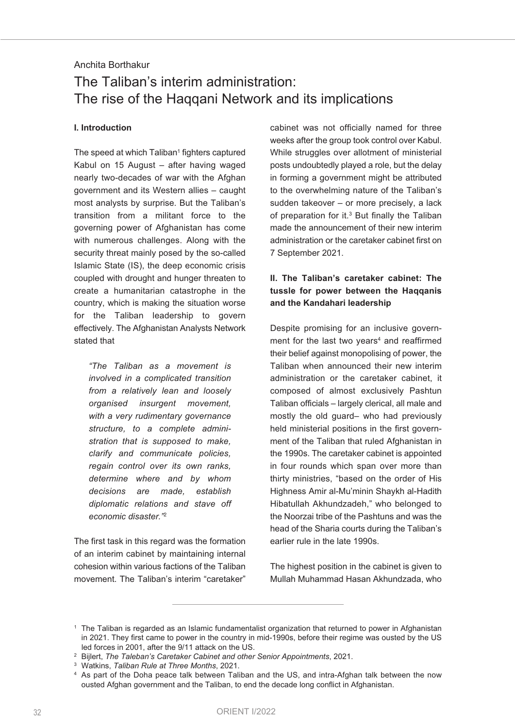Anchita Borthakur

# The Taliban's interim administration: The rise of the Haqqani Network and its implications

## I. Introduction

The speed at which Taliban[1] fighters captured Kabul on 15 August – after having waged nearly two-decades of war with the Afghan government and its Western allies – caught most analysts by surprise. But the Taliban's transition from a militant force to the governing power of Afghanistan has come with numerous challenges. Along with the security threat mainly posed by the so-called Islamic State (IS), the deep economic crisis coupled with drought and hunger threaten to create a humanitarian catastrophe in the country, which is making the situation worse for the Taliban leadership to govern effectively. The Afghanistan Analysts Network stated that

> *"The Taliban as a movement is involved in a complicated transition from a relatively lean and loosely organised insurgent movement, with a very rudimentary governance structure, to a complete administration that is supposed to make, clarify and communicate policies, regain control over its own ranks, determine where and by whom decisions are made, establish diplomatic relations and stave off economic disaster."*[2]

The first task in this regard was the formation of an interim cabinet by maintaining internal cohesion within various factions of the Taliban movement. The Taliban's interim "caretaker" cabinet was not officially named for three weeks after the group took control over Kabul. While struggles over allotment of ministerial posts undoubtedly played a role, but the delay in forming a government might be attributed to the overwhelming nature of the Taliban's sudden takeover – or more precisely, a lack of preparation for it.[3] But finally the Taliban made the announcement of their new interim administration or the caretaker cabinet first on 7 September 2021.

## II. The Taliban's caretaker cabinet: The tussle for power between the Haqqanis and the Kandahari leadership

Despite promising for an inclusive government for the last two years[4] and reaffirmed their belief against monopolising of power, the Taliban when announced their new interim administration or the caretaker cabinet, it composed of almost exclusively Pashtun Taliban officials – largely clerical, all male and mostly the old guard– who had previously held ministerial positions in the first government of the Taliban that ruled Afghanistan in the 1990s. The caretaker cabinet is appointed in four rounds which span over more than thirty ministries, "based on the order of His Highness Amir al-Mu'minin Shaykh al-Hadith Hibatullah Akhundzadeh," who belonged to the Noorzai tribe of the Pashtuns and was the head of the Sharia courts during the Taliban's earlier rule in the late 1990s.

The highest position in the cabinet is given to Mullah Muhammad Hasan Akhundzada, who

---

[1] The Taliban is regarded as an Islamic fundamentalist organization that returned to power in Afghanistan in 2021. They first came to power in the country in mid-1990s, before their regime was ousted by the US led forces in 2001, after the 9/11 attack on the US.

[2] Bijlert, *The Taleban's Caretaker Cabinet and other Senior Appointments*, 2021.

[3] Watkins, *Taliban Rule at Three Months*, 2021.

[4] As part of the Doha peace talk between Taliban and the US, and intra-Afghan talk between the now ousted Afghan government and the Taliban, to end the decade long conflict in Afghanistan.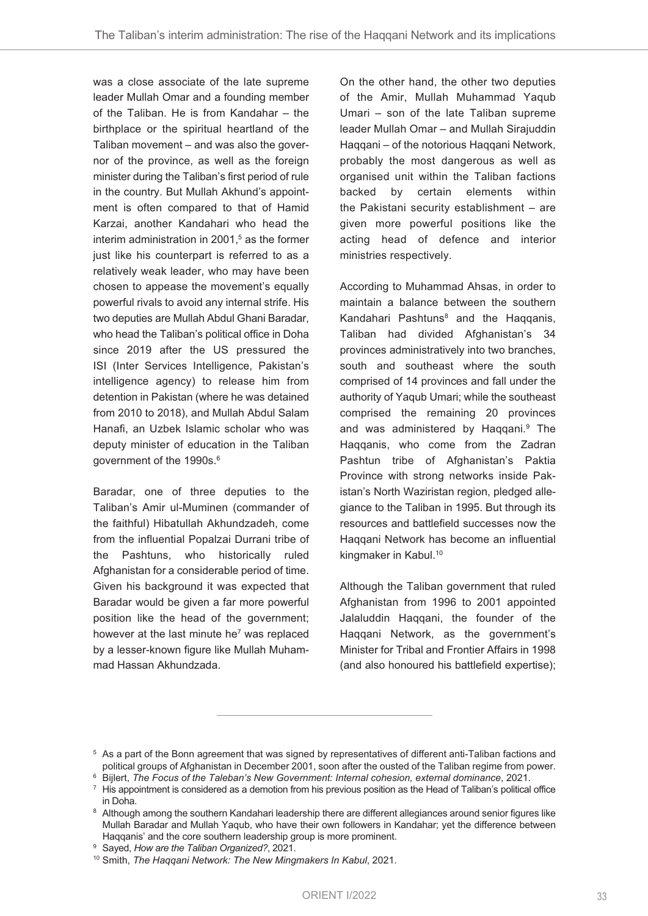was a close associate of the late supreme leader Mullah Omar and a founding member of the Taliban. He is from Kandahar – the birthplace or the spiritual heartland of the Taliban movement – and was also the governor of the province, as well as the foreign minister during the Taliban's first period of rule in the country. But Mullah Akhund's appointment is often compared to that of Hamid Karzai, another Kandahari who head the interim administration in 2001,[5] as the former just like his counterpart is referred to as a relatively weak leader, who may have been chosen to appease the movement's equally powerful rivals to avoid any internal strife. His two deputies are Mullah Abdul Ghani Baradar, who head the Taliban's political office in Doha since 2019 after the US pressured the ISI (Inter Services Intelligence, Pakistan's intelligence agency) to release him from detention in Pakistan (where he was detained from 2010 to 2018), and Mullah Abdul Salam Hanafi, an Uzbek Islamic scholar who was deputy minister of education in the Taliban government of the 1990s.[6]

Baradar, one of three deputies to the Taliban's Amir ul-Muminen (commander of the faithful) Hibatullah Akhundzadeh, come from the influential Popalzai Durrani tribe of the Pashtuns, who historically ruled Afghanistan for a considerable period of time. Given his background it was expected that Baradar would be given a far more powerful position like the head of the government; however at the last minute he[7] was replaced by a lesser-known figure like Mullah Muhammad Hassan Akhundzada.

On the other hand, the other two deputies of the Amir, Mullah Muhammad Yaqub Umari – son of the late Taliban supreme leader Mullah Omar – and Mullah Sirajuddin Haqqani – of the notorious Haqqani Network, probably the most dangerous as well as organised unit within the Taliban factions backed by certain elements within the Pakistani security establishment – are given more powerful positions like the acting head of defence and interior ministries respectively.

According to Muhammad Ahsas, in order to maintain a balance between the southern Kandahari Pashtuns[8] and the Haqqanis, Taliban had divided Afghanistan's 34 provinces administratively into two branches, south and southeast where the south comprised of 14 provinces and fall under the authority of Yaqub Umari; while the southeast comprised the remaining 20 provinces and was administered by Haqqani.[9] The Haqqanis, who come from the Zadran Pashtun tribe of Afghanistan's Paktia Province with strong networks inside Pakistan's North Waziristan region, pledged allegiance to the Taliban in 1995. But through its resources and battlefield successes now the Haqqani Network has become an influential kingmaker in Kabul.[10]

Although the Taliban government that ruled Afghanistan from 1996 to 2001 appointed Jalaluddin Haqqani, the founder of the Haqqani Network, as the government's Minister for Tribal and Frontier Affairs in 1998 (and also honoured his battlefield expertise);

---

[5] As a part of the Bonn agreement that was signed by representatives of different anti-Taliban factions and political groups of Afghanistan in December 2001, soon after the ousted of the Taliban regime from power.

[6] Bijlert, *The Focus of the Taleban's New Government: Internal cohesion, external dominance*, 2021.

[7] His appointment is considered as a demotion from his previous position as the Head of Taliban's political office in Doha.

[8] Although among the southern Kandahari leadership there are different allegiances around senior figures like Mullah Baradar and Mullah Yaqub, who have their own followers in Kandahar; yet the difference between Haqqanis' and the core southern leadership group is more prominent.

[9] Sayed, *How are the Taliban Organized?*, 2021.

[10] Smith, *The Haqqani Network: The New Mingmakers In Kabul*, 2021.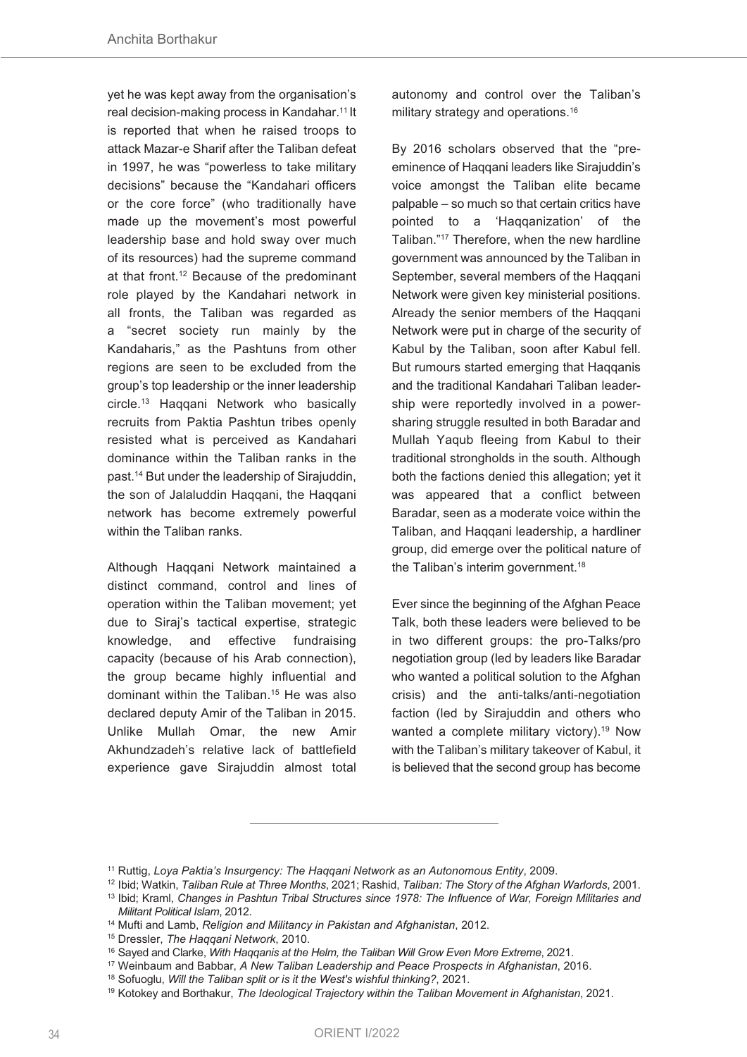yet he was kept away from the organisation's real decision-making process in Kandahar.[11] It is reported that when he raised troops to attack Mazar-e Sharif after the Taliban defeat in 1997, he was "powerless to take military decisions" because the "Kandahari officers or the core force" (who traditionally have made up the movement's most powerful leadership base and hold sway over much of its resources) had the supreme command at that front.[12] Because of the predominant role played by the Kandahari network in all fronts, the Taliban was regarded as a "secret society run mainly by the Kandaharis," as the Pashtuns from other regions are seen to be excluded from the group's top leadership or the inner leadership circle.[13] Haqqani Network who basically recruits from Paktia Pashtun tribes openly resisted what is perceived as Kandahari dominance within the Taliban ranks in the past.[14] But under the leadership of Sirajuddin, the son of Jalaluddin Haqqani, the Haqqani network has become extremely powerful within the Taliban ranks.

Although Haqqani Network maintained a distinct command, control and lines of operation within the Taliban movement; yet due to Siraj's tactical expertise, strategic knowledge, and effective fundraising capacity (because of his Arab connection), the group became highly influential and dominant within the Taliban.[15] He was also declared deputy Amir of the Taliban in 2015. Unlike Mullah Omar, the new Amir Akhundzadeh's relative lack of battlefield experience gave Sirajuddin almost total autonomy and control over the Taliban's military strategy and operations.[16]

By 2016 scholars observed that the "pre-eminence of Haqqani leaders like Sirajuddin's voice amongst the Taliban elite became palpable – so much so that certain critics have pointed to a 'Haqqanization' of the Taliban."[17] Therefore, when the new hardline government was announced by the Taliban in September, several members of the Haqqani Network were given key ministerial positions. Already the senior members of the Haqqani Network were put in charge of the security of Kabul by the Taliban, soon after Kabul fell. But rumours started emerging that Haqqanis and the traditional Kandahari Taliban leadership were reportedly involved in a power-sharing struggle resulted in both Baradar and Mullah Yaqub fleeing from Kabul to their traditional strongholds in the south. Although both the factions denied this allegation; yet it was appeared that a conflict between Baradar, seen as a moderate voice within the Taliban, and Haqqani leadership, a hardliner group, did emerge over the political nature of the Taliban's interim government.[18]

Ever since the beginning of the Afghan Peace Talk, both these leaders were believed to be in two different groups: the pro-Talks/pro negotiation group (led by leaders like Baradar who wanted a political solution to the Afghan crisis) and the anti-talks/anti-negotiation faction (led by Sirajuddin and others who wanted a complete military victory).[19] Now with the Taliban's military takeover of Kabul, it is believed that the second group has become

---

[11] Ruttig, *Loya Paktia's Insurgency: The Haqqani Network as an Autonomous Entity*, 2009.

[12] Ibid; Watkin, *Taliban Rule at Three Months*, 2021; Rashid, *Taliban: The Story of the Afghan Warlords*, 2001.

[13] Ibid; Kraml, *Changes in Pashtun Tribal Structures since 1978: The Influence of War, Foreign Militaries and Militant Political Islam*, 2012.

[14] Mufti and Lamb, *Religion and Militancy in Pakistan and Afghanistan*, 2012.

[15] Dressler, *The Haqqani Network*, 2010.

[16] Sayed and Clarke, *With Haqqanis at the Helm, the Taliban Will Grow Even More Extreme*, 2021.

[17] Weinbaum and Babbar, *A New Taliban Leadership and Peace Prospects in Afghanistan*, 2016.

[18] Sofuoglu, *Will the Taliban split or is it the West's wishful thinking?*, 2021.

[19] Kotokey and Borthakur, *The Ideological Trajectory within the Taliban Movement in Afghanistan*, 2021.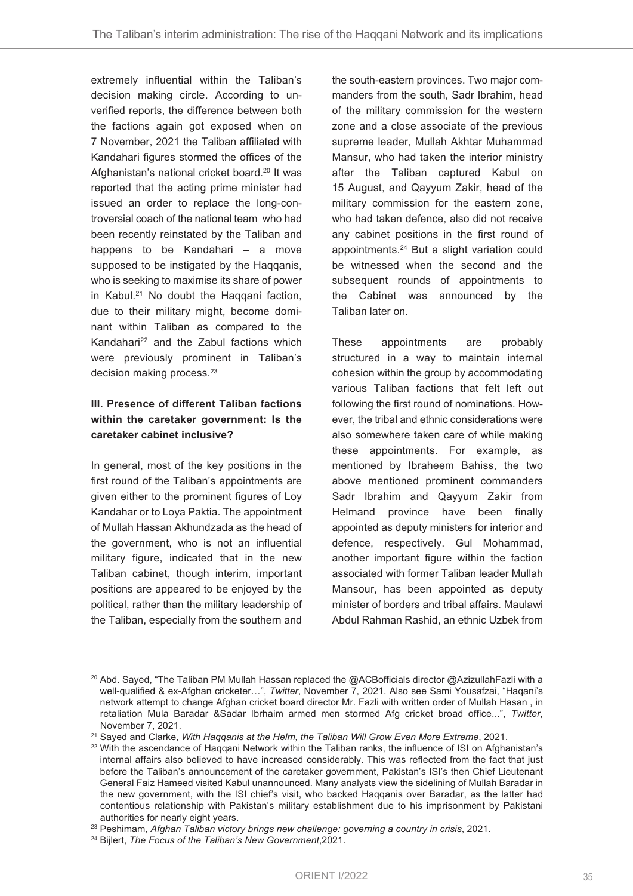extremely influential within the Taliban's decision making circle. According to unverified reports, the difference between both the factions again got exposed when on 7 November, 2021 the Taliban affiliated with Kandahari figures stormed the offices of the Afghanistan's national cricket board.[20] It was reported that the acting prime minister had issued an order to replace the long-controversial coach of the national team who had been recently reinstated by the Taliban and happens to be Kandahari – a move supposed to be instigated by the Haqqanis, who is seeking to maximise its share of power in Kabul.[21] No doubt the Haqqani faction, due to their military might, become dominant within Taliban as compared to the Kandahari[22] and the Zabul factions which were previously prominent in Taliban's decision making process.[23]

### III. Presence of different Taliban factions within the caretaker government: Is the caretaker cabinet inclusive?

In general, most of the key positions in the first round of the Taliban's appointments are given either to the prominent figures of Loy Kandahar or to Loya Paktia. The appointment of Mullah Hassan Akhundzada as the head of the government, who is not an influential military figure, indicated that in the new Taliban cabinet, though interim, important positions are appeared to be enjoyed by the political, rather than the military leadership of the Taliban, especially from the southern and the south-eastern provinces. Two major commanders from the south, Sadr Ibrahim, head of the military commission for the western zone and a close associate of the previous supreme leader, Mullah Akhtar Muhammad Mansur, who had taken the interior ministry after the Taliban captured Kabul on 15 August, and Qayyum Zakir, head of the military commission for the eastern zone, who had taken defence, also did not receive any cabinet positions in the first round of appointments.[24] But a slight variation could be witnessed when the second and the subsequent rounds of appointments to the Cabinet was announced by the Taliban later on.

These appointments are probably structured in a way to maintain internal cohesion within the group by accommodating various Taliban factions that felt left out following the first round of nominations. However, the tribal and ethnic considerations were also somewhere taken care of while making these appointments. For example, as mentioned by Ibraheem Bahiss, the two above mentioned prominent commanders Sadr Ibrahim and Qayyum Zakir from Helmand province have been finally appointed as deputy ministers for interior and defence, respectively. Gul Mohammad, another important figure within the faction associated with former Taliban leader Mullah Mansour, has been appointed as deputy minister of borders and tribal affairs. Maulawi Abdul Rahman Rashid, an ethnic Uzbek from

---

[20] Abd. Sayed, "The Taliban PM Mullah Hassan replaced the @ACBofficials director @AzizullahFazli with a well-qualified & ex-Afghan cricketer…", *Twitter*, November 7, 2021. Also see Sami Yousafzai, "Haqani's network attempt to change Afghan cricket board director Mr. Fazli with written order of Mullah Hasan , in retaliation Mula Baradar &Sadar Ibrhaim armed men stormed Afg cricket broad office...", *Twitter*, November 7, 2021.

[21] Sayed and Clarke, *With Haqqanis at the Helm, the Taliban Will Grow Even More Extreme*, 2021.

[22] With the ascendance of Haqqani Network within the Taliban ranks, the influence of ISI on Afghanistan's internal affairs also believed to have increased considerably. This was reflected from the fact that just before the Taliban's announcement of the caretaker government, Pakistan's ISI's then Chief Lieutenant General Faiz Hameed visited Kabul unannounced. Many analysts view the sidelining of Mullah Baradar in the new government, with the ISI chief's visit, who backed Haqqanis over Baradar, as the latter had contentious relationship with Pakistan's military establishment due to his imprisonment by Pakistani authorities for nearly eight years.

[23] Peshimam, *Afghan Taliban victory brings new challenge: governing a country in crisis*, 2021.

[24] Bijlert, *The Focus of the Taliban's New Government*,2021.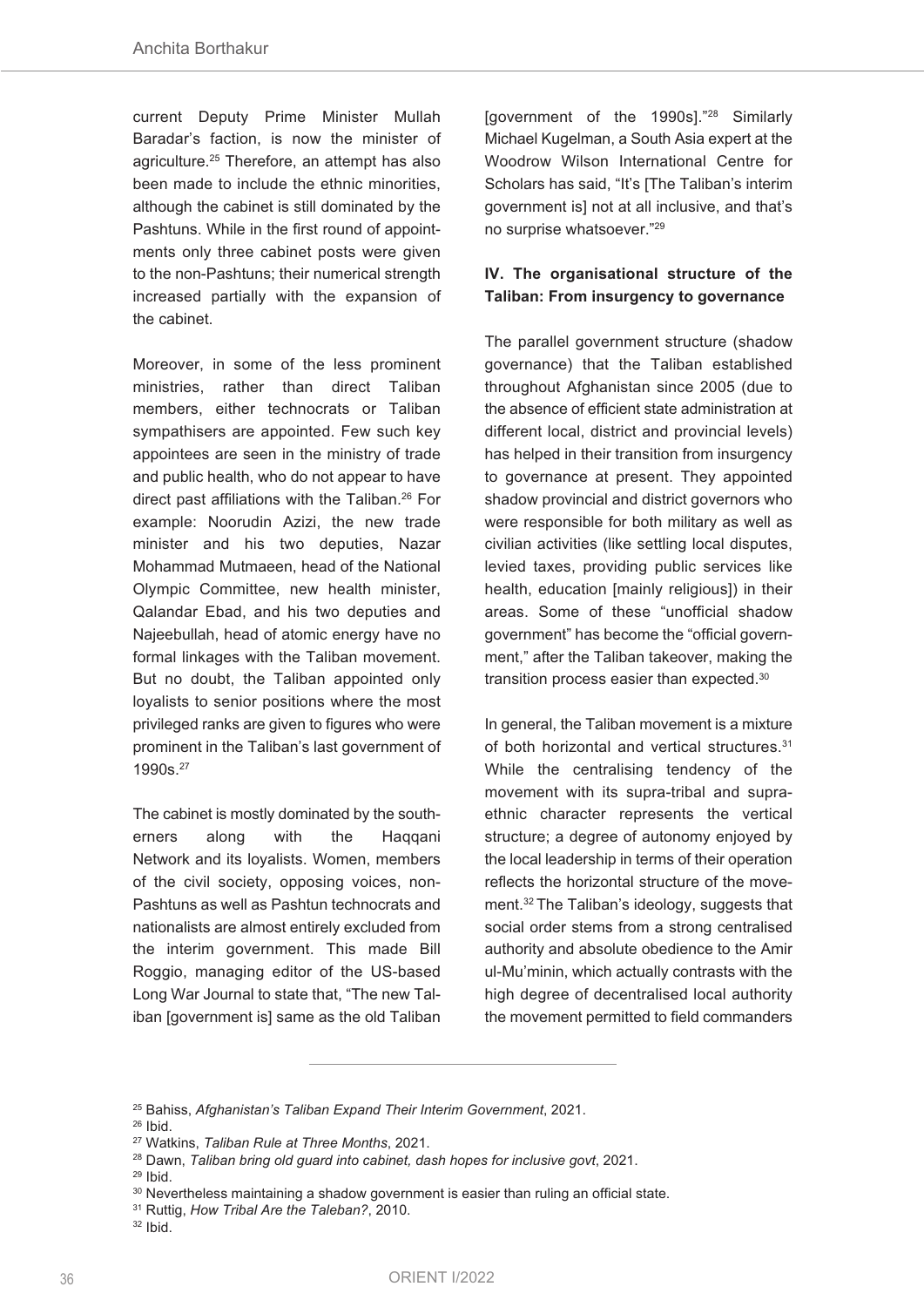current Deputy Prime Minister Mullah Baradar's faction, is now the minister of agriculture.[25] Therefore, an attempt has also been made to include the ethnic minorities, although the cabinet is still dominated by the Pashtuns. While in the first round of appointments only three cabinet posts were given to the non-Pashtuns; their numerical strength increased partially with the expansion of the cabinet.

Moreover, in some of the less prominent ministries, rather than direct Taliban members, either technocrats or Taliban sympathisers are appointed. Few such key appointees are seen in the ministry of trade and public health, who do not appear to have direct past affiliations with the Taliban.[26] For example: Noorudin Azizi, the new trade minister and his two deputies, Nazar Mohammad Mutmaeen, head of the National Olympic Committee, new health minister, Qalandar Ebad, and his two deputies and Najeebullah, head of atomic energy have no formal linkages with the Taliban movement. But no doubt, the Taliban appointed only loyalists to senior positions where the most privileged ranks are given to figures who were prominent in the Taliban's last government of 1990s.[27]

The cabinet is mostly dominated by the southerners along with the Haqqani Network and its loyalists. Women, members of the civil society, opposing voices, non-Pashtuns as well as Pashtun technocrats and nationalists are almost entirely excluded from the interim government. This made Bill Roggio, managing editor of the US-based Long War Journal to state that, "The new Taliban [government is] same as the old Taliban [government of the 1990s]."[28] Similarly Michael Kugelman, a South Asia expert at the Woodrow Wilson International Centre for Scholars has said, "It's [The Taliban's interim government is] not at all inclusive, and that's no surprise whatsoever."[29]

## IV. The organisational structure of the Taliban: From insurgency to governance

The parallel government structure (shadow governance) that the Taliban established throughout Afghanistan since 2005 (due to the absence of efficient state administration at different local, district and provincial levels) has helped in their transition from insurgency to governance at present. They appointed shadow provincial and district governors who were responsible for both military as well as civilian activities (like settling local disputes, levied taxes, providing public services like health, education [mainly religious]) in their areas. Some of these "unofficial shadow government" has become the "official government," after the Taliban takeover, making the transition process easier than expected.[30]

In general, the Taliban movement is a mixture of both horizontal and vertical structures.[31] While the centralising tendency of the movement with its supra-tribal and supra-ethnic character represents the vertical structure; a degree of autonomy enjoyed by the local leadership in terms of their operation reflects the horizontal structure of the movement.[32] The Taliban's ideology, suggests that social order stems from a strong centralised authority and absolute obedience to the Amir ul-Mu'minin, which actually contrasts with the high degree of decentralised local authority the movement permitted to field commanders

---

[25] Bahiss, *Afghanistan's Taliban Expand Their Interim Government*, 2021.

[26] Ibid.

[27] Watkins, *Taliban Rule at Three Months*, 2021.

[28] Dawn, *Taliban bring old guard into cabinet, dash hopes for inclusive govt*, 2021.

[29] Ibid.

[30] Nevertheless maintaining a shadow government is easier than ruling an official state.

[31] Ruttig, *How Tribal Are the Taleban?*, 2010.

[32] Ibid.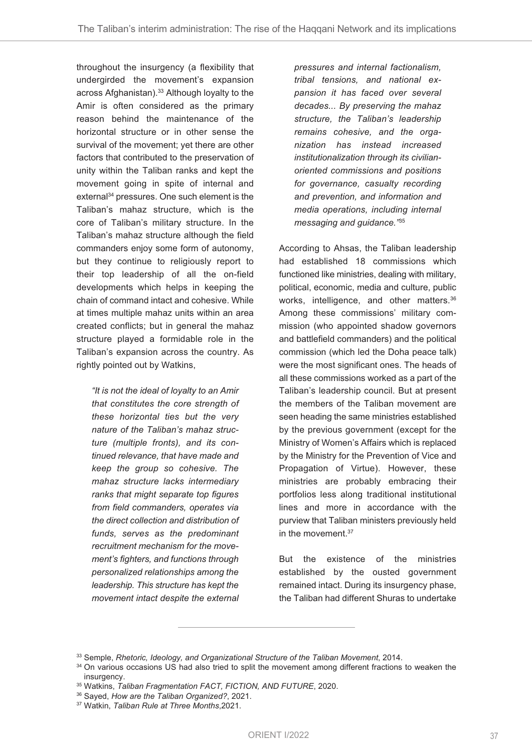throughout the insurgency (a flexibility that undergirded the movement's expansion across Afghanistan).[33] Although loyalty to the Amir is often considered as the primary reason behind the maintenance of the horizontal structure or in other sense the survival of the movement; yet there are other factors that contributed to the preservation of unity within the Taliban ranks and kept the movement going in spite of internal and external[34] pressures. One such element is the Taliban's mahaz structure, which is the core of Taliban's military structure. In the Taliban's mahaz structure although the field commanders enjoy some form of autonomy, but they continue to religiously report to their top leadership of all the on-field developments which helps in keeping the chain of command intact and cohesive. While at times multiple mahaz units within an area created conflicts; but in general the mahaz structure played a formidable role in the Taliban's expansion across the country. As rightly pointed out by Watkins,

> *"It is not the ideal of loyalty to an Amir that constitutes the core strength of these horizontal ties but the very nature of the Taliban's mahaz structure (multiple fronts), and its continued relevance, that have made and keep the group so cohesive. The mahaz structure lacks intermediary ranks that might separate top figures from field commanders, operates via the direct collection and distribution of funds, serves as the predominant recruitment mechanism for the movement's fighters, and functions through personalized relationships among the leadership. This structure has kept the movement intact despite the external pressures and internal factionalism, tribal tensions, and national expansion it has faced over several decades... By preserving the mahaz structure, the Taliban's leadership remains cohesive, and the organization has instead increased institutionalization through its civilian-oriented commissions and positions for governance, casualty recording and prevention, and information and media operations, including internal messaging and guidance."*[35]

According to Ahsas, the Taliban leadership had established 18 commissions which functioned like ministries, dealing with military, political, economic, media and culture, public works, intelligence, and other matters.[36] Among these commissions' military commission (who appointed shadow governors and battlefield commanders) and the political commission (which led the Doha peace talk) were the most significant ones. The heads of all these commissions worked as a part of the Taliban's leadership council. But at present the members of the Taliban movement are seen heading the same ministries established by the previous government (except for the Ministry of Women's Affairs which is replaced by the Ministry for the Prevention of Vice and Propagation of Virtue). However, these ministries are probably embracing their portfolios less along traditional institutional lines and more in accordance with the purview that Taliban ministers previously held in the movement.[37]

But the existence of the ministries established by the ousted government remained intact. During its insurgency phase, the Taliban had different Shuras to undertake

---

[33] Semple, *Rhetoric, Ideology, and Organizational Structure of the Taliban Movement*, 2014.

[34] On various occasions US had also tried to split the movement among different fractions to weaken the insurgency.

[35] Watkins, *Taliban Fragmentation FACT, FICTION, AND FUTURE*, 2020.

[36] Sayed, *How are the Taliban Organized?*, 2021.

[37] Watkin, *Taliban Rule at Three Months*,2021.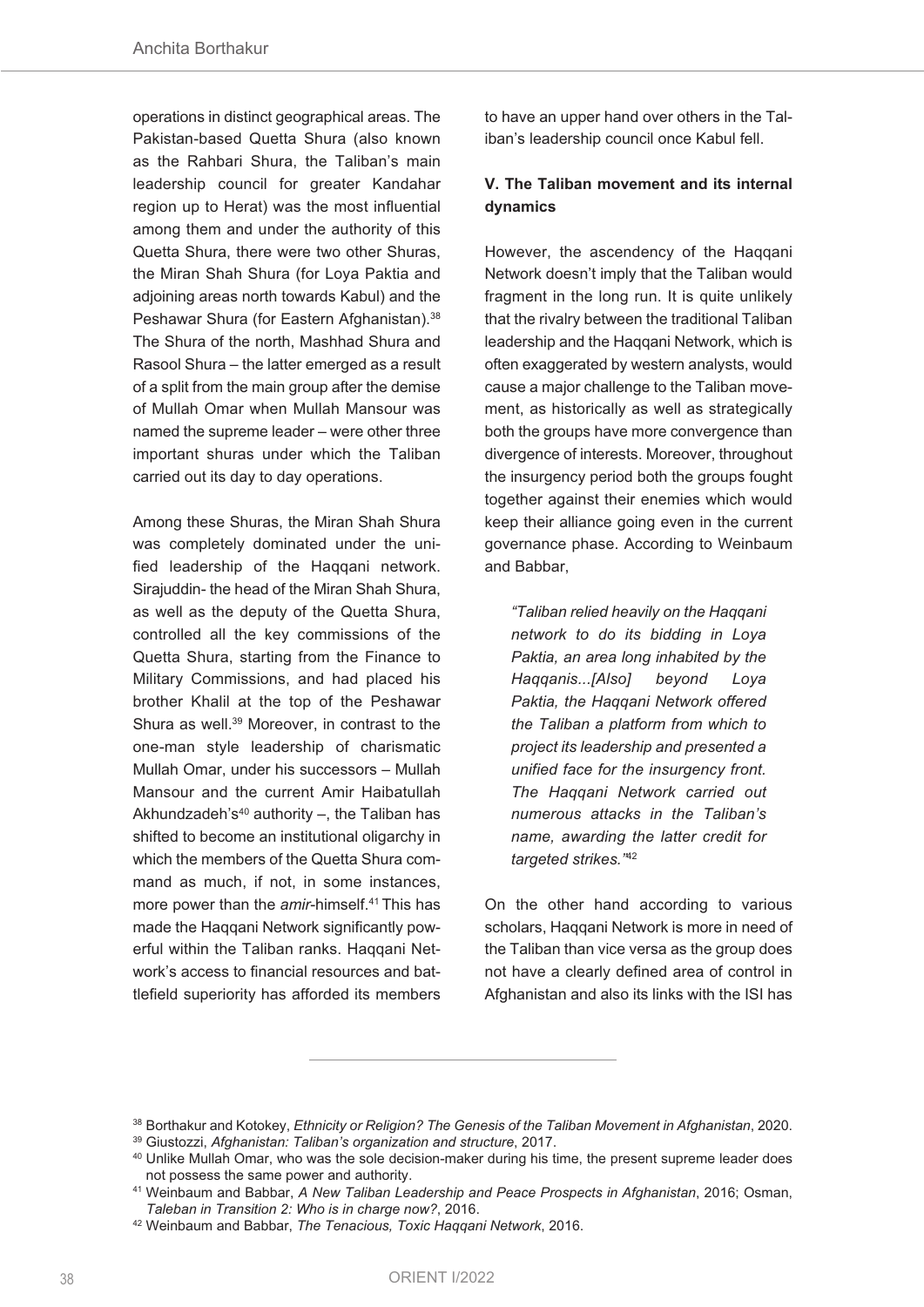operations in distinct geographical areas. The Pakistan-based Quetta Shura (also known as the Rahbari Shura, the Taliban's main leadership council for greater Kandahar region up to Herat) was the most influential among them and under the authority of this Quetta Shura, there were two other Shuras, the Miran Shah Shura (for Loya Paktia and adjoining areas north towards Kabul) and the Peshawar Shura (for Eastern Afghanistan).[38] The Shura of the north, Mashhad Shura and Rasool Shura – the latter emerged as a result of a split from the main group after the demise of Mullah Omar when Mullah Mansour was named the supreme leader – were other three important shuras under which the Taliban carried out its day to day operations.

Among these Shuras, the Miran Shah Shura was completely dominated under the unified leadership of the Haqqani network. Sirajuddin- the head of the Miran Shah Shura, as well as the deputy of the Quetta Shura, controlled all the key commissions of the Quetta Shura, starting from the Finance to Military Commissions, and had placed his brother Khalil at the top of the Peshawar Shura as well.[39] Moreover, in contrast to the one-man style leadership of charismatic Mullah Omar, under his successors – Mullah Mansour and the current Amir Haibatullah Akhundzadeh's[40] authority –, the Taliban has shifted to become an institutional oligarchy in which the members of the Quetta Shura command as much, if not, in some instances, more power than the *amir*-himself.[41] This has made the Haqqani Network significantly powerful within the Taliban ranks. Haqqani Network's access to financial resources and battlefield superiority has afforded its members to have an upper hand over others in the Taliban's leadership council once Kabul fell.

### V. The Taliban movement and its internal dynamics

However, the ascendency of the Haqqani Network doesn't imply that the Taliban would fragment in the long run. It is quite unlikely that the rivalry between the traditional Taliban leadership and the Haqqani Network, which is often exaggerated by western analysts, would cause a major challenge to the Taliban movement, as historically as well as strategically both the groups have more convergence than divergence of interests. Moreover, throughout the insurgency period both the groups fought together against their enemies which would keep their alliance going even in the current governance phase. According to Weinbaum and Babbar,

> *"Taliban relied heavily on the Haqqani network to do its bidding in Loya Paktia, an area long inhabited by the Haqqanis...[Also] beyond Loya Paktia, the Haqqani Network offered the Taliban a platform from which to project its leadership and presented a unified face for the insurgency front. The Haqqani Network carried out numerous attacks in the Taliban's name, awarding the latter credit for targeted strikes."*[42]

On the other hand according to various scholars, Haqqani Network is more in need of the Taliban than vice versa as the group does not have a clearly defined area of control in Afghanistan and also its links with the ISI has

---

[38] Borthakur and Kotokey, *Ethnicity or Religion? The Genesis of the Taliban Movement in Afghanistan*, 2020.

[39] Giustozzi, *Afghanistan: Taliban's organization and structure*, 2017.

[40] Unlike Mullah Omar, who was the sole decision-maker during his time, the present supreme leader does not possess the same power and authority.

[41] Weinbaum and Babbar, *A New Taliban Leadership and Peace Prospects in Afghanistan*, 2016; Osman, *Taleban in Transition 2: Who is in charge now?*, 2016.

[42] Weinbaum and Babbar, *The Tenacious, Toxic Haqqani Network*, 2016.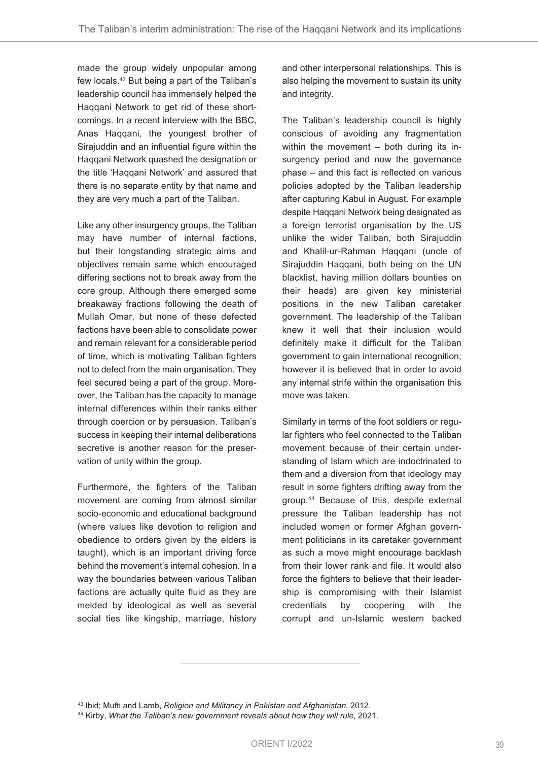made the group widely unpopular among few locals.[43] But being a part of the Taliban's leadership council has immensely helped the Haqqani Network to get rid of these shortcomings. In a recent interview with the BBC, Anas Haqqani, the youngest brother of Sirajuddin and an influential figure within the Haqqani Network quashed the designation or the title 'Haqqani Network' and assured that there is no separate entity by that name and they are very much a part of the Taliban.

Like any other insurgency groups, the Taliban may have number of internal factions, but their longstanding strategic aims and objectives remain same which encouraged differing sections not to break away from the core group. Although there emerged some breakaway fractions following the death of Mullah Omar, but none of these defected factions have been able to consolidate power and remain relevant for a considerable period of time, which is motivating Taliban fighters not to defect from the main organisation. They feel secured being a part of the group. Moreover, the Taliban has the capacity to manage internal differences within their ranks either through coercion or by persuasion. Taliban's success in keeping their internal deliberations secretive is another reason for the preservation of unity within the group.

Furthermore, the fighters of the Taliban movement are coming from almost similar socio-economic and educational background (where values like devotion to religion and obedience to orders given by the elders is taught), which is an important driving force behind the movement's internal cohesion. In a way the boundaries between various Taliban factions are actually quite fluid as they are melded by ideological as well as several social ties like kingship, marriage, history and other interpersonal relationships. This is also helping the movement to sustain its unity and integrity.

The Taliban's leadership council is highly conscious of avoiding any fragmentation within the movement – both during its insurgency period and now the governance phase – and this fact is reflected on various policies adopted by the Taliban leadership after capturing Kabul in August. For example despite Haqqani Network being designated as a foreign terrorist organisation by the US unlike the wider Taliban, both Sirajuddin and Khalil-ur-Rahman Haqqani (uncle of Sirajuddin Haqqani, both being on the UN blacklist, having million dollars bounties on their heads) are given key ministerial positions in the new Taliban caretaker government. The leadership of the Taliban knew it well that their inclusion would definitely make it difficult for the Taliban government to gain international recognition; however it is believed that in order to avoid any internal strife within the organisation this move was taken.

Similarly in terms of the foot soldiers or regular fighters who feel connected to the Taliban movement because of their certain understanding of Islam which are indoctrinated to them and a diversion from that ideology may result in some fighters drifting away from the group.[44] Because of this, despite external pressure the Taliban leadership has not included women or former Afghan government politicians in its caretaker government as such a move might encourage backlash from their lower rank and file. It would also force the fighters to believe that their leadership is compromising with their Islamist credentials by coopering with the corrupt and un-Islamic western backed

---

[43] Ibid; Mufti and Lamb, *Religion and Militancy in Pakistan and Afghanistan*, 2012.

[44] Kirby, *What the Taliban's new government reveals about how they will rule*, 2021.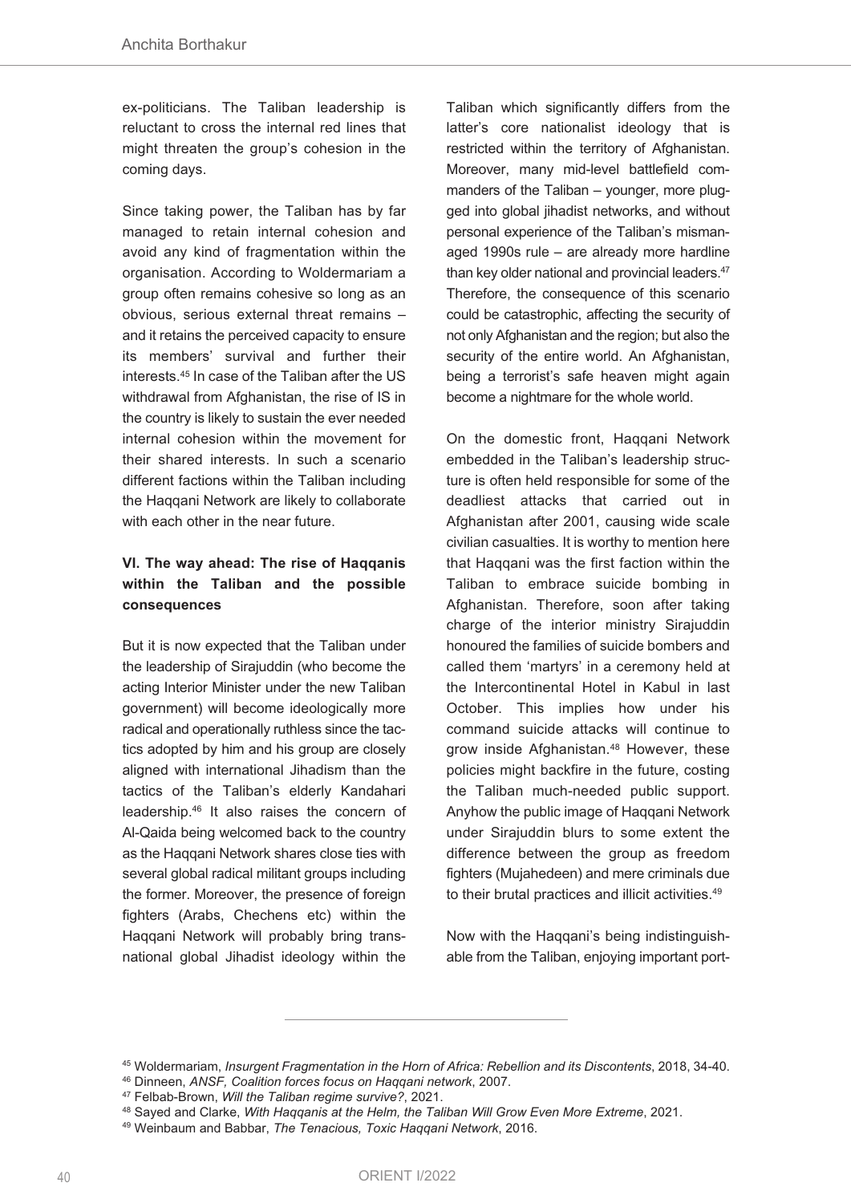ex-politicians. The Taliban leadership is reluctant to cross the internal red lines that might threaten the group's cohesion in the coming days.

Since taking power, the Taliban has by far managed to retain internal cohesion and avoid any kind of fragmentation within the organisation. According to Woldermariam a group often remains cohesive so long as an obvious, serious external threat remains – and it retains the perceived capacity to ensure its members' survival and further their interests.[45] In case of the Taliban after the US withdrawal from Afghanistan, the rise of IS in the country is likely to sustain the ever needed internal cohesion within the movement for their shared interests. In such a scenario different factions within the Taliban including the Haqqani Network are likely to collaborate with each other in the near future.

### VI. The way ahead: The rise of Haqqanis within the Taliban and the possible consequences

But it is now expected that the Taliban under the leadership of Sirajuddin (who become the acting Interior Minister under the new Taliban government) will become ideologically more radical and operationally ruthless since the tactics adopted by him and his group are closely aligned with international Jihadism than the tactics of the Taliban's elderly Kandahari leadership.[46] It also raises the concern of Al-Qaida being welcomed back to the country as the Haqqani Network shares close ties with several global radical militant groups including the former. Moreover, the presence of foreign fighters (Arabs, Chechens etc) within the Haqqani Network will probably bring transnational global Jihadist ideology within the Taliban which significantly differs from the latter's core nationalist ideology that is restricted within the territory of Afghanistan. Moreover, many mid-level battlefield commanders of the Taliban – younger, more plugged into global jihadist networks, and without personal experience of the Taliban's mismanaged 1990s rule – are already more hardline than key older national and provincial leaders.[47] Therefore, the consequence of this scenario could be catastrophic, affecting the security of not only Afghanistan and the region; but also the security of the entire world. An Afghanistan, being a terrorist's safe heaven might again become a nightmare for the whole world.

On the domestic front, Haqqani Network embedded in the Taliban's leadership structure is often held responsible for some of the deadliest attacks that carried out in Afghanistan after 2001, causing wide scale civilian casualties. It is worthy to mention here that Haqqani was the first faction within the Taliban to embrace suicide bombing in Afghanistan. Therefore, soon after taking charge of the interior ministry Sirajuddin honoured the families of suicide bombers and called them 'martyrs' in a ceremony held at the Intercontinental Hotel in Kabul in last October. This implies how under his command suicide attacks will continue to grow inside Afghanistan.[48] However, these policies might backfire in the future, costing the Taliban much-needed public support. Anyhow the public image of Haqqani Network under Sirajuddin blurs to some extent the difference between the group as freedom fighters (Mujahedeen) and mere criminals due to their brutal practices and illicit activities.[49]

Now with the Haqqani's being indistinguishable from the Taliban, enjoying important port-

---

[45] Woldermariam, *Insurgent Fragmentation in the Horn of Africa: Rebellion and its Discontents*, 2018, 34-40.

[46] Dinneen, *ANSF, Coalition forces focus on Haqqani network*, 2007.

[47] Felbab-Brown, *Will the Taliban regime survive?*, 2021.

[48] Sayed and Clarke, *With Haqqanis at the Helm, the Taliban Will Grow Even More Extreme*, 2021.

[49] Weinbaum and Babbar, *The Tenacious, Toxic Haqqani Network*, 2016.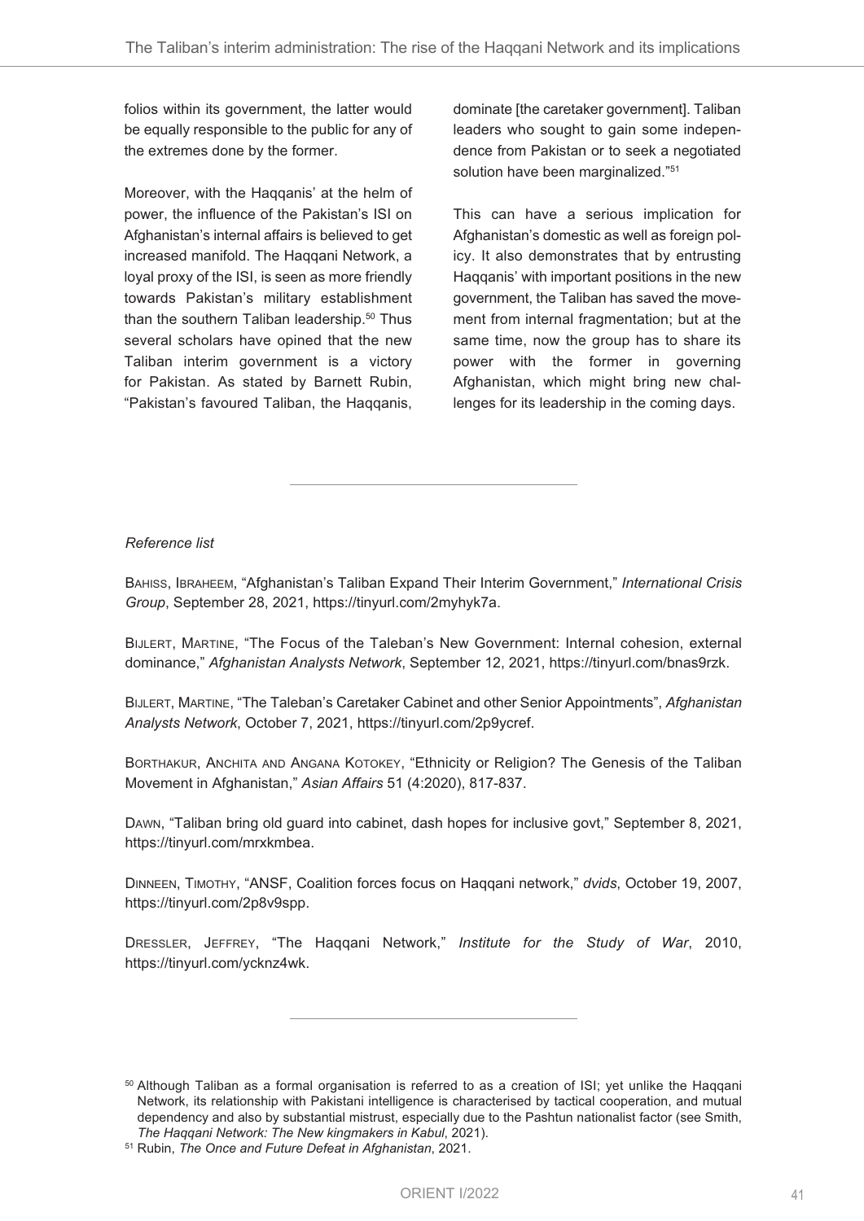folios within its government, the latter would be equally responsible to the public for any of the extremes done by the former.

Moreover, with the Haqqanis' at the helm of power, the influence of the Pakistan's ISI on Afghanistan's internal affairs is believed to get increased manifold. The Haqqani Network, a loyal proxy of the ISI, is seen as more friendly towards Pakistan's military establishment than the southern Taliban leadership.[50] Thus several scholars have opined that the new Taliban interim government is a victory for Pakistan. As stated by Barnett Rubin, "Pakistan's favoured Taliban, the Haqqanis, dominate [the caretaker government]. Taliban leaders who sought to gain some independence from Pakistan or to seek a negotiated solution have been marginalized."[51]

This can have a serious implication for Afghanistan's domestic as well as foreign policy. It also demonstrates that by entrusting Haqqanis' with important positions in the new government, the Taliban has saved the movement from internal fragmentation; but at the same time, now the group has to share its power with the former in governing Afghanistan, which might bring new challenges for its leadership in the coming days.

---

*Reference list*

Bahiss, Ibraheem, "Afghanistan's Taliban Expand Their Interim Government," *International Crisis Group*, September 28, 2021, https://tinyurl.com/2myhyk7a.

Bijlert, Martine, "The Focus of the Taleban's New Government: Internal cohesion, external dominance," *Afghanistan Analysts Network*, September 12, 2021, https://tinyurl.com/bnas9rzk.

Bijlert, Martine, "The Taleban's Caretaker Cabinet and other Senior Appointments", *Afghanistan Analysts Network*, October 7, 2021, https://tinyurl.com/2p9ycref.

Borthakur, Anchita and Angana Kotokey, "Ethnicity or Religion? The Genesis of the Taliban Movement in Afghanistan," *Asian Affairs* 51 (4:2020), 817-837.

Dawn, "Taliban bring old guard into cabinet, dash hopes for inclusive govt," September 8, 2021, https://tinyurl.com/mrxkmbea.

Dinneen, Timothy, "ANSF, Coalition forces focus on Haqqani network," *dvids*, October 19, 2007, https://tinyurl.com/2p8v9spp.

Dressler, Jeffrey, "The Haqqani Network," *Institute for the Study of War*, 2010, https://tinyurl.com/ycknz4wk.

---

[50] Although Taliban as a formal organisation is referred to as a creation of ISI; yet unlike the Haqqani Network, its relationship with Pakistani intelligence is characterised by tactical cooperation, and mutual dependency and also by substantial mistrust, especially due to the Pashtun nationalist factor (see Smith, *The Haqqani Network: The New kingmakers in Kabul*, 2021).

[51] Rubin, *The Once and Future Defeat in Afghanistan*, 2021.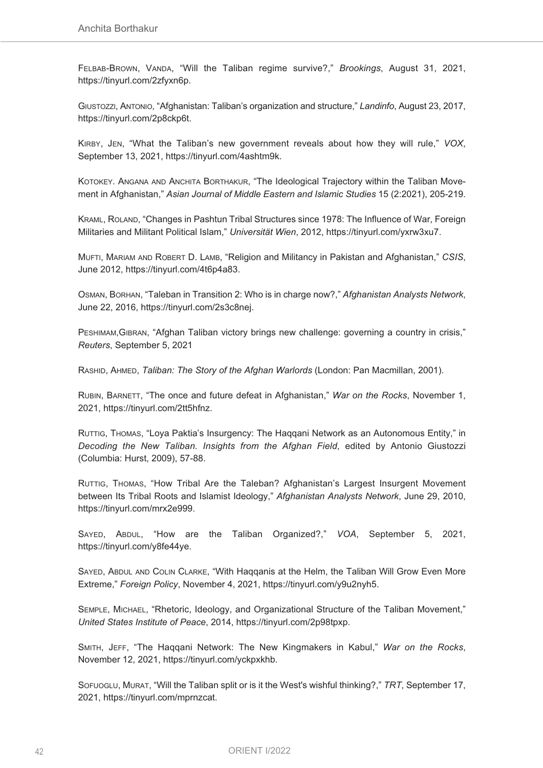Felbab-Brown, Vanda, "Will the Taliban regime survive?," *Brookings*, August 31, 2021, https://tinyurl.com/2zfyxn6p.

Giustozzi, Antonio, "Afghanistan: Taliban's organization and structure," *Landinfo*, August 23, 2017, https://tinyurl.com/2p8ckp6t.

Kirby, Jen, "What the Taliban's new government reveals about how they will rule," *VOX*, September 13, 2021, https://tinyurl.com/4ashtm9k.

Kotokey. Angana and Anchita Borthakur, "The Ideological Trajectory within the Taliban Movement in Afghanistan," *Asian Journal of Middle Eastern and Islamic Studies* 15 (2:2021), 205-219.

Kraml, Roland, "Changes in Pashtun Tribal Structures since 1978: The Influence of War, Foreign Militaries and Militant Political Islam," *Universität Wien*, 2012, https://tinyurl.com/yxrw3xu7.

Mufti, Mariam and Robert D. Lamb, "Religion and Militancy in Pakistan and Afghanistan," *CSIS*, June 2012, https://tinyurl.com/4t6p4a83.

Osman, Borhan, "Taleban in Transition 2: Who is in charge now?," *Afghanistan Analysts Network*, June 22, 2016, https://tinyurl.com/2s3c8nej.

Peshimam,Gibran, "Afghan Taliban victory brings new challenge: governing a country in crisis," *Reuters*, September 5, 2021

Rashid, Ahmed, *Taliban: The Story of the Afghan Warlords* (London: Pan Macmillan, 2001).

Rubin, Barnett, "The once and future defeat in Afghanistan," *War on the Rocks*, November 1, 2021, https://tinyurl.com/2tt5hfnz.

Ruttig, Thomas, "Loya Paktia's Insurgency: The Haqqani Network as an Autonomous Entity," in *Decoding the New Taliban. Insights from the Afghan Field*, edited by Antonio Giustozzi (Columbia: Hurst, 2009), 57-88.

Ruttig, Thomas, "How Tribal Are the Taleban? Afghanistan's Largest Insurgent Movement between Its Tribal Roots and Islamist Ideology," *Afghanistan Analysts Network*, June 29, 2010, https://tinyurl.com/mrx2e999.

Sayed, Abdul, "How are the Taliban Organized?," *VOA*, September 5, 2021, https://tinyurl.com/y8fe44ye.

Sayed, Abdul and Colin Clarke, "With Haqqanis at the Helm, the Taliban Will Grow Even More Extreme," *Foreign Policy*, November 4, 2021, https://tinyurl.com/y9u2nyh5.

Semple, Michael, "Rhetoric, Ideology, and Organizational Structure of the Taliban Movement," *United States Institute of Peace*, 2014, https://tinyurl.com/2p98tpxp.

Smith, Jeff, "The Haqqani Network: The New Kingmakers in Kabul," *War on the Rocks*, November 12, 2021, https://tinyurl.com/yckpxkhb.

Sofuoglu, Murat, "Will the Taliban split or is it the West's wishful thinking?," *TRT*, September 17, 2021, https://tinyurl.com/mprnzcat.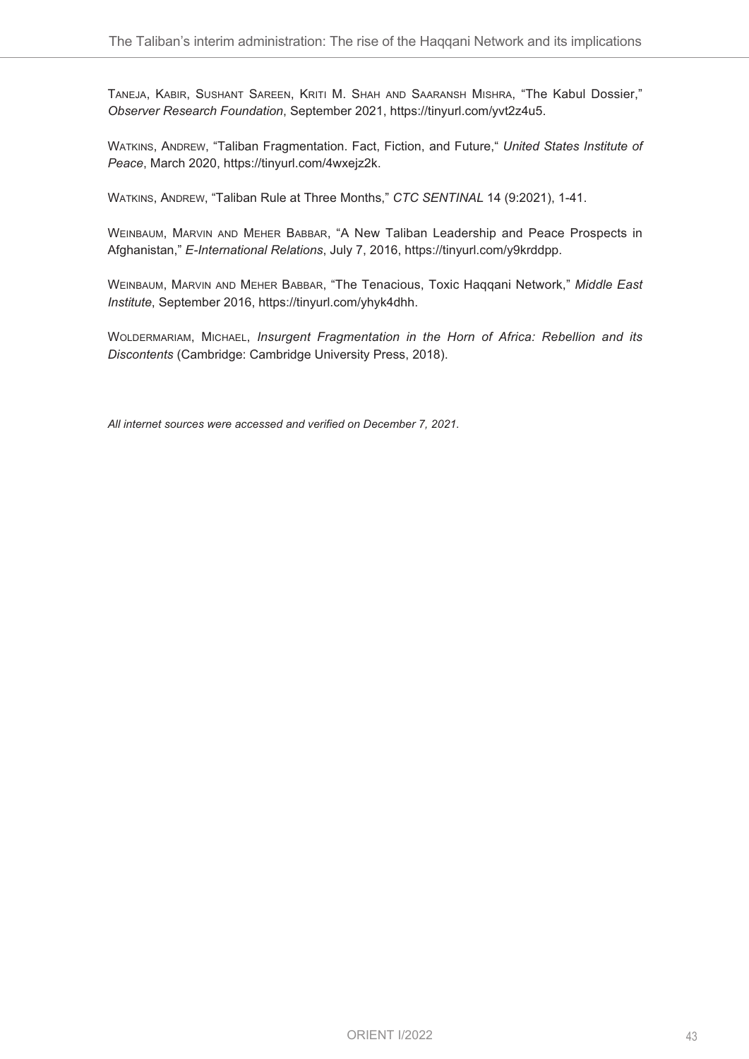Taneja, Kabir, Sushant Sareen, Kriti M. Shah and Saaransh Mishra, "The Kabul Dossier," *Observer Research Foundation*, September 2021, https://tinyurl.com/yvt2z4u5.

Watkins, Andrew, "Taliban Fragmentation. Fact, Fiction, and Future," *United States Institute of Peace*, March 2020, https://tinyurl.com/4wxejz2k.

Watkins, Andrew, "Taliban Rule at Three Months," *CTC SENTINAL* 14 (9:2021), 1-41.

Weinbaum, Marvin and Meher Babbar, "A New Taliban Leadership and Peace Prospects in Afghanistan," *E-International Relations*, July 7, 2016, https://tinyurl.com/y9krddpp.

Weinbaum, Marvin and Meher Babbar, "The Tenacious, Toxic Haqqani Network," *Middle East Institute*, September 2016, https://tinyurl.com/yhyk4dhh.

Woldermariam, Michael, *Insurgent Fragmentation in the Horn of Africa: Rebellion and its Discontents* (Cambridge: Cambridge University Press, 2018).

*All internet sources were accessed and verified on December 7, 2021.*